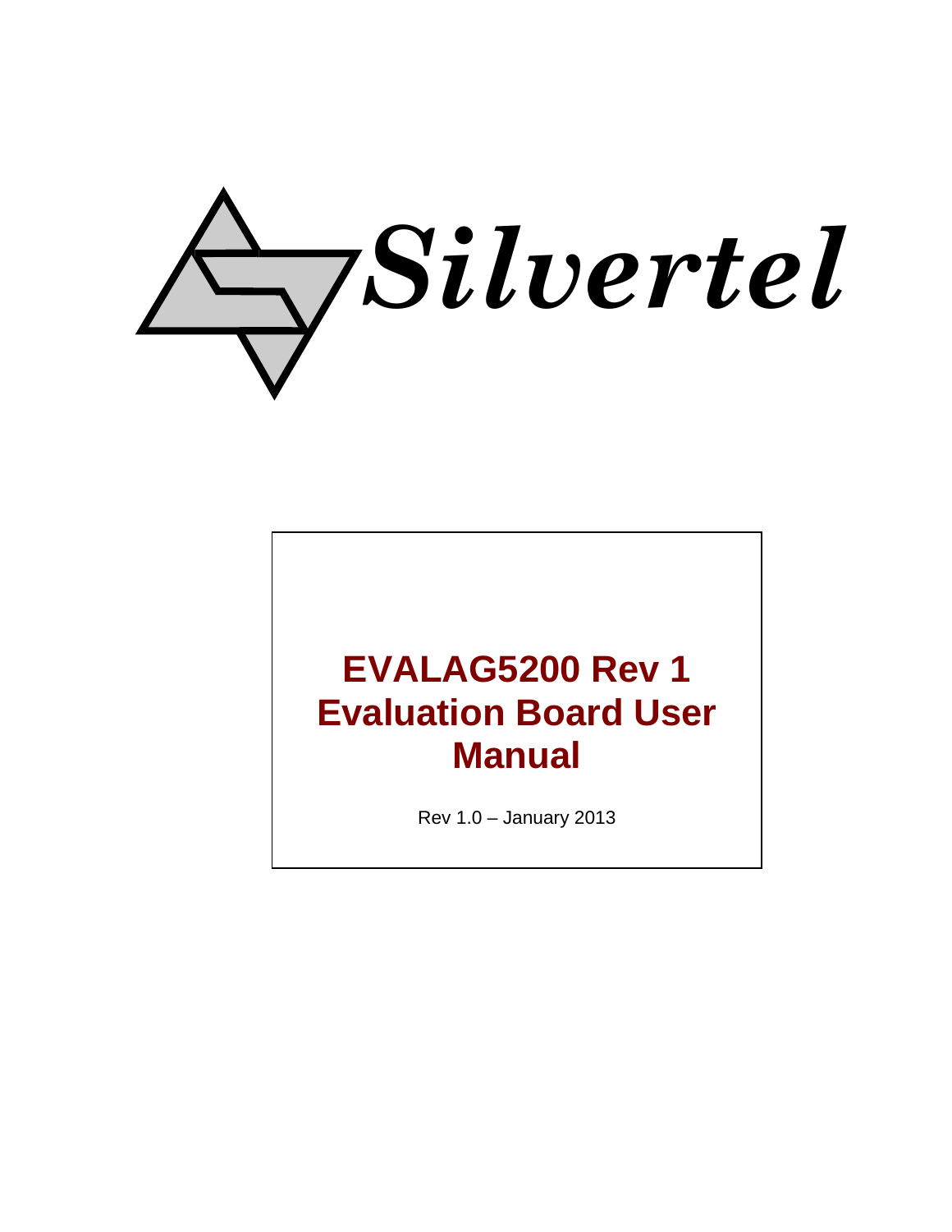Silvertel

# EVALAG5200 Rev 1 Evaluation Board User Manual

Rev 1.0 – January 2013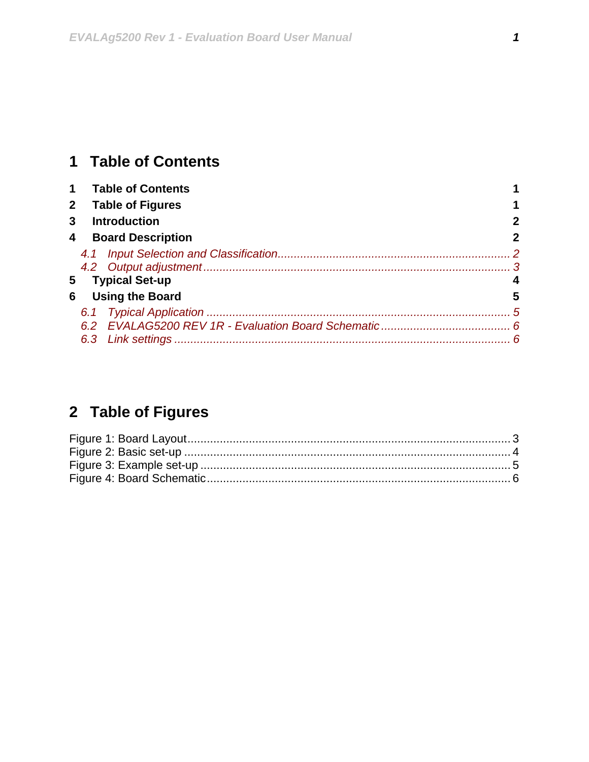# 1 Table of Contents

**1 Table of Contents** 1
**2 Table of Figures** 1
**3 Introduction** 2
**4 Board Description** 2
*4.1 Input Selection and Classification* ........ *2*
*4.2 Output adjustment* ........ *3*
**5 Typical Set-up** 4
**6 Using the Board** 5
*6.1 Typical Application* ........ *5*
*6.2 EVALAG5200 REV 1R - Evaluation Board Schematic* ........ *6*
*6.3 Link settings* ........ *6*

# 2 Table of Figures

Figure 1: Board Layout ........ 3
Figure 2: Basic set-up ........ 4
Figure 3: Example set-up ........ 5
Figure 4: Board Schematic ........ 6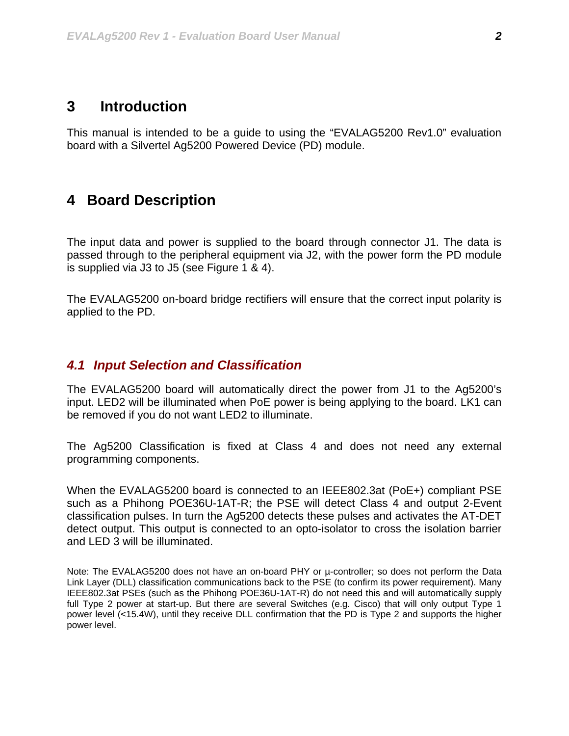# 3 Introduction

This manual is intended to be a guide to using the "EVALAG5200 Rev1.0" evaluation board with a Silvertel Ag5200 Powered Device (PD) module.

# 4 Board Description

The input data and power is supplied to the board through connector J1. The data is passed through to the peripheral equipment via J2, with the power form the PD module is supplied via J3 to J5 (see Figure 1 & 4).

The EVALAG5200 on-board bridge rectifiers will ensure that the correct input polarity is applied to the PD.

## *4.1 Input Selection and Classification*

The EVALAG5200 board will automatically direct the power from J1 to the Ag5200's input. LED2 will be illuminated when PoE power is being applying to the board. LK1 can be removed if you do not want LED2 to illuminate.

The Ag5200 Classification is fixed at Class 4 and does not need any external programming components.

When the EVALAG5200 board is connected to an IEEE802.3at (PoE+) compliant PSE such as a Phihong POE36U-1AT-R; the PSE will detect Class 4 and output 2-Event classification pulses. In turn the Ag5200 detects these pulses and activates the AT-DET detect output. This output is connected to an opto-isolator to cross the isolation barrier and LED 3 will be illuminated.

Note: The EVALAG5200 does not have an on-board PHY or µ-controller; so does not perform the Data Link Layer (DLL) classification communications back to the PSE (to confirm its power requirement). Many IEEE802.3at PSEs (such as the Phihong POE36U-1AT-R) do not need this and will automatically supply full Type 2 power at start-up. But there are several Switches (e.g. Cisco) that will only output Type 1 power level (<15.4W), until they receive DLL confirmation that the PD is Type 2 and supports the higher power level.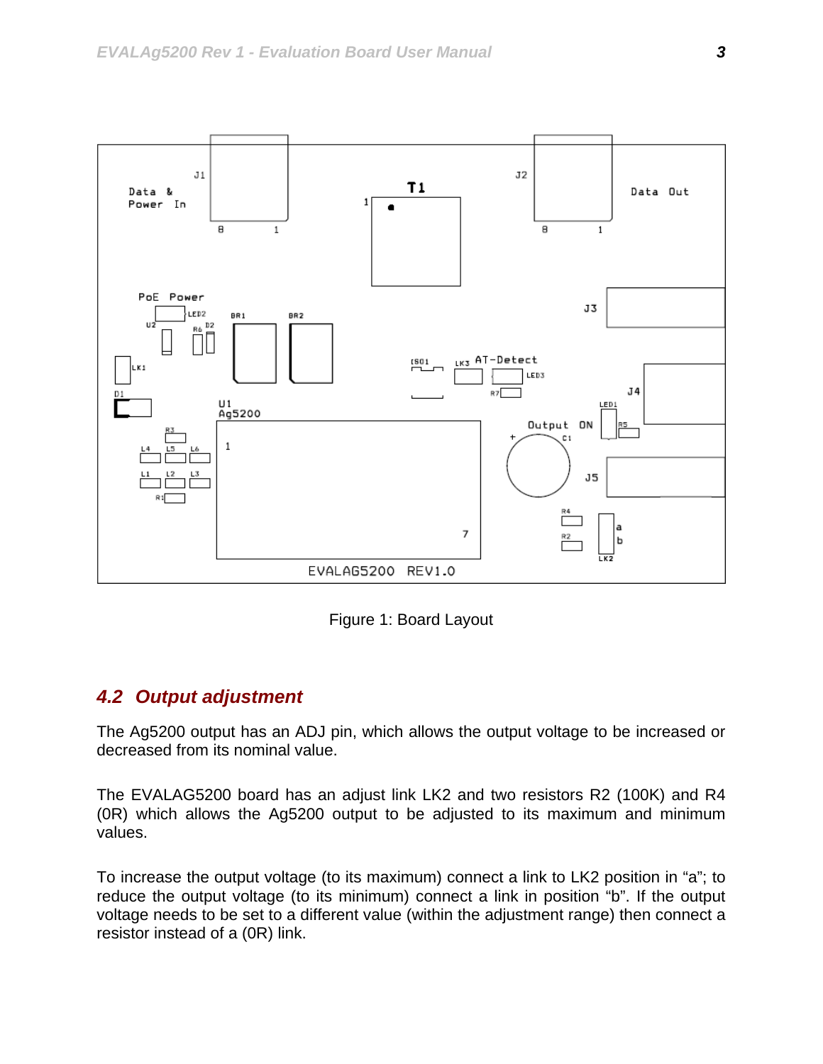Figure 1: Board Layout

## 4.2 Output adjustment

The Ag5200 output has an ADJ pin, which allows the output voltage to be increased or decreased from its nominal value.

The EVALAG5200 board has an adjust link LK2 and two resistors R2 (100K) and R4 (0R) which allows the Ag5200 output to be adjusted to its maximum and minimum values.

To increase the output voltage (to its maximum) connect a link to LK2 position in “a”; to reduce the output voltage (to its minimum) connect a link in position “b”. If the output voltage needs to be set to a different value (within the adjustment range) then connect a resistor instead of a (0R) link.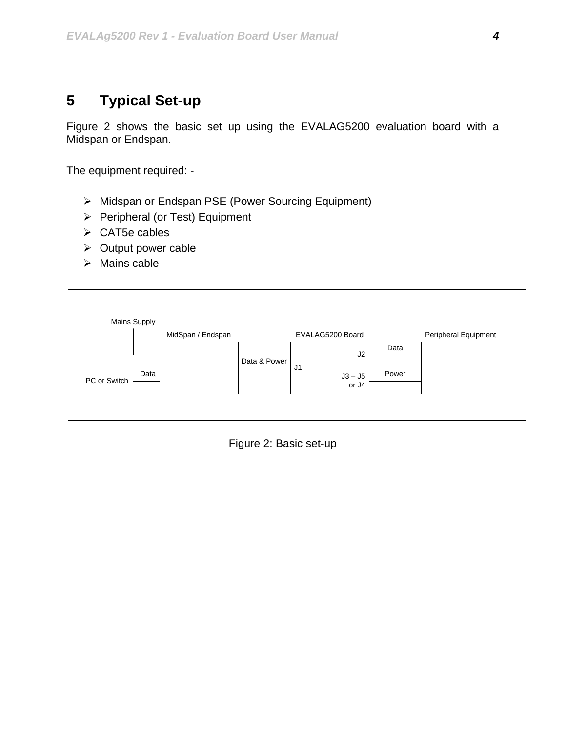# 5 Typical Set-up

Figure 2 shows the basic set up using the EVALAG5200 evaluation board with a Midspan or Endspan.

The equipment required: -

- Midspan or Endspan PSE (Power Sourcing Equipment)
- Peripheral (or Test) Equipment
- CAT5e cables
- Output power cable
- Mains cable

Mains Supply
MidSpan / Endspan
EVALAG5200 Board
Peripheral Equipment
PC or Switch
Data
Data & Power
J1
J2
J3 – J5 or J4
Data
Power

Figure 2: Basic set-up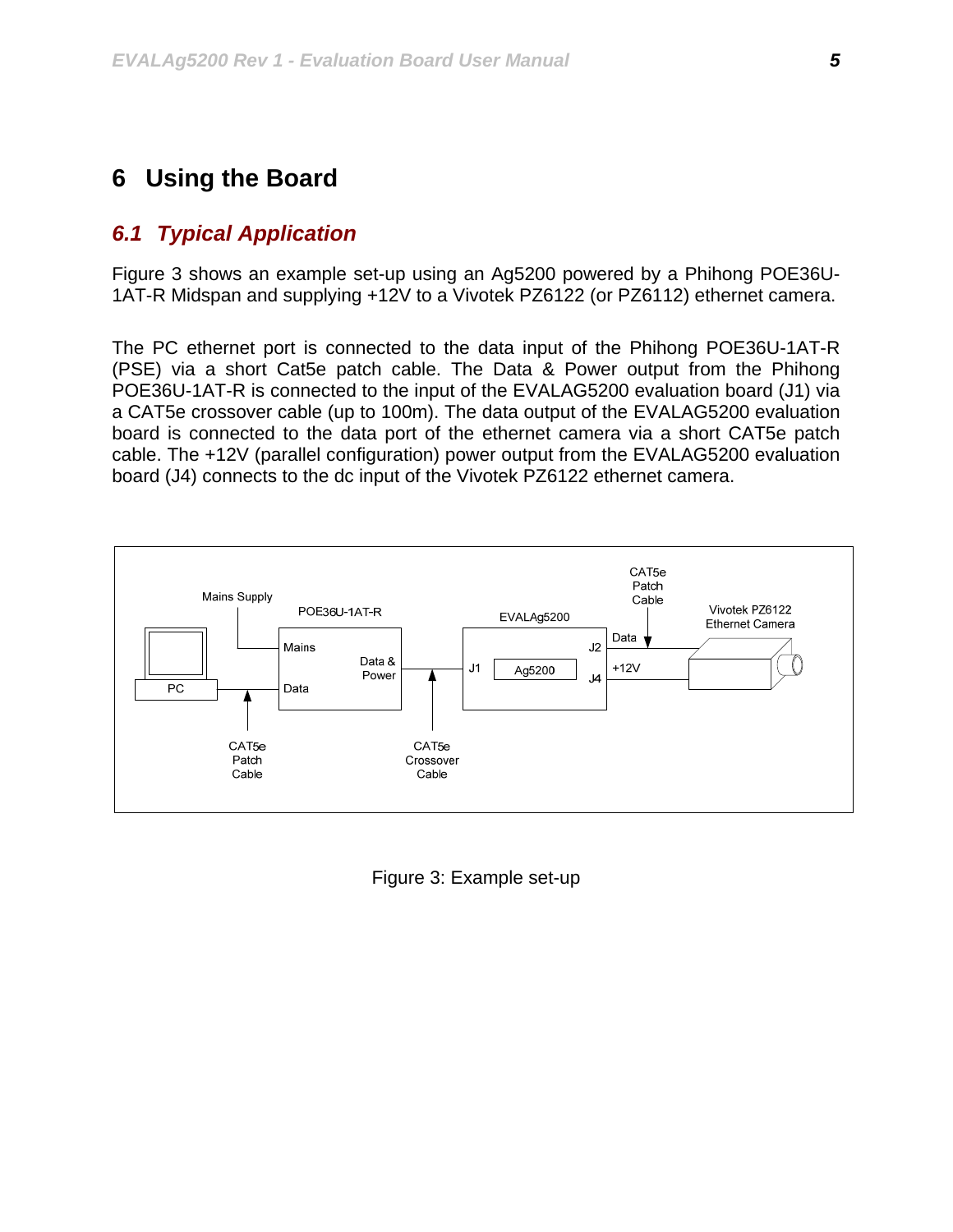# 6 Using the Board

## 6.1 *Typical Application*

Figure 3 shows an example set-up using an Ag5200 powered by a Phihong POE36U-1AT-R Midspan and supplying +12V to a Vivotek PZ6122 (or PZ6112) ethernet camera.

The PC ethernet port is connected to the data input of the Phihong POE36U-1AT-R (PSE) via a short Cat5e patch cable. The Data & Power output from the Phihong POE36U-1AT-R is connected to the input of the EVALAG5200 evaluation board (J1) via a CAT5e crossover cable (up to 100m). The data output of the EVALAG5200 evaluation board is connected to the data port of the ethernet camera via a short CAT5e patch cable. The +12V (parallel configuration) power output from the EVALAG5200 evaluation board (J4) connects to the dc input of the Vivotek PZ6122 ethernet camera.

Mains Supply | POE36U-1AT-R | EVALAg5200 | CAT5e Patch Cable | Vivotek PZ6122 Ethernet Camera | Mains | Data & Power | J1 | Ag5200 | J2 | J4 | Data | +12V | PC | Data | CAT5e Patch Cable | CAT5e Crossover Cable

Figure 3: Example set-up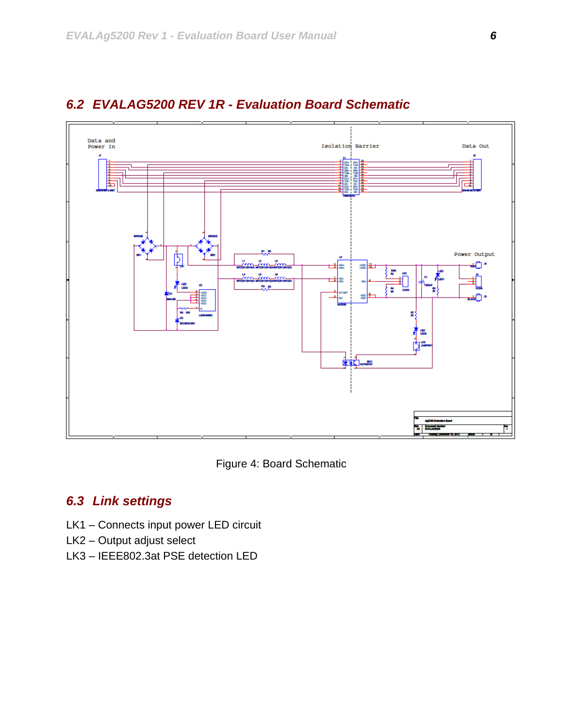## 6.2 EVALAG5200 REV 1R - Evaluation Board Schematic

Data and Power In

Isolation Barrier

Data Out

Power Output

Figure 4: Board Schematic

## 6.3 Link settings

LK1 – Connects input power LED circuit
LK2 – Output adjust select
LK3 – IEEE802.3at PSE detection LED